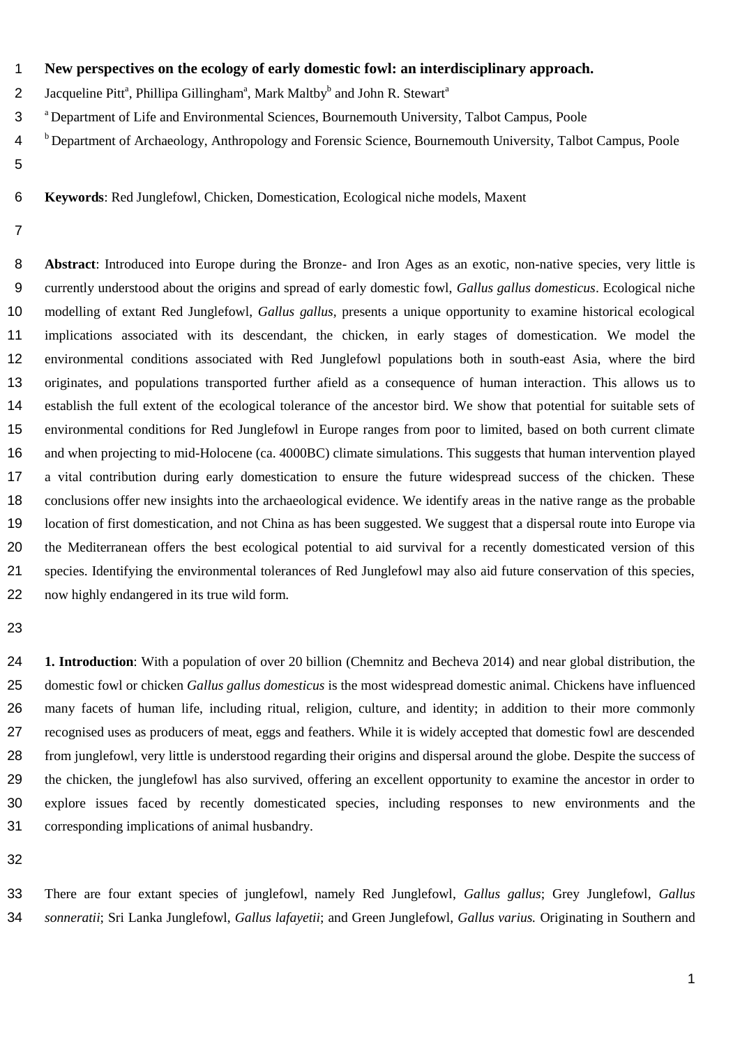# New perspectives on the ecology of early domestic fowl: an interdisciplinary approach.

Jacqueline Pitt[a], Phillipa Gillingham[a], Mark Maltby[b] and John R. Stewart[a]

[a] Department of Life and Environmental Sciences, Bournemouth University, Talbot Campus, Poole

[b] Department of Archaeology, Anthropology and Forensic Science, Bournemouth University, Talbot Campus, Poole

**Keywords**: Red Junglefowl, Chicken, Domestication, Ecological niche models, Maxent

**Abstract**: Introduced into Europe during the Bronze- and Iron Ages as an exotic, non-native species, very little is currently understood about the origins and spread of early domestic fowl, *Gallus gallus domesticus*. Ecological niche modelling of extant Red Junglefowl, *Gallus gallus*, presents a unique opportunity to examine historical ecological implications associated with its descendant, the chicken, in early stages of domestication. We model the environmental conditions associated with Red Junglefowl populations both in south-east Asia, where the bird originates, and populations transported further afield as a consequence of human interaction. This allows us to establish the full extent of the ecological tolerance of the ancestor bird. We show that potential for suitable sets of environmental conditions for Red Junglefowl in Europe ranges from poor to limited, based on both current climate and when projecting to mid-Holocene (ca. 4000BC) climate simulations. This suggests that human intervention played a vital contribution during early domestication to ensure the future widespread success of the chicken. These conclusions offer new insights into the archaeological evidence. We identify areas in the native range as the probable location of first domestication, and not China as has been suggested. We suggest that a dispersal route into Europe via the Mediterranean offers the best ecological potential to aid survival for a recently domesticated version of this species. Identifying the environmental tolerances of Red Junglefowl may also aid future conservation of this species, now highly endangered in its true wild form.

## 1. Introduction

With a population of over 20 billion (Chemnitz and Becheva 2014) and near global distribution, the domestic fowl or chicken *Gallus gallus domesticus* is the most widespread domestic animal. Chickens have influenced many facets of human life, including ritual, religion, culture, and identity; in addition to their more commonly recognised uses as producers of meat, eggs and feathers. While it is widely accepted that domestic fowl are descended from junglefowl, very little is understood regarding their origins and dispersal around the globe. Despite the success of the chicken, the junglefowl has also survived, offering an excellent opportunity to examine the ancestor in order to explore issues faced by recently domesticated species, including responses to new environments and the corresponding implications of animal husbandry.

There are four extant species of junglefowl, namely Red Junglefowl, *Gallus gallus*; Grey Junglefowl, *Gallus sonneratii*; Sri Lanka Junglefowl, *Gallus lafayetii*; and Green Junglefowl, *Gallus varius.* Originating in Southern and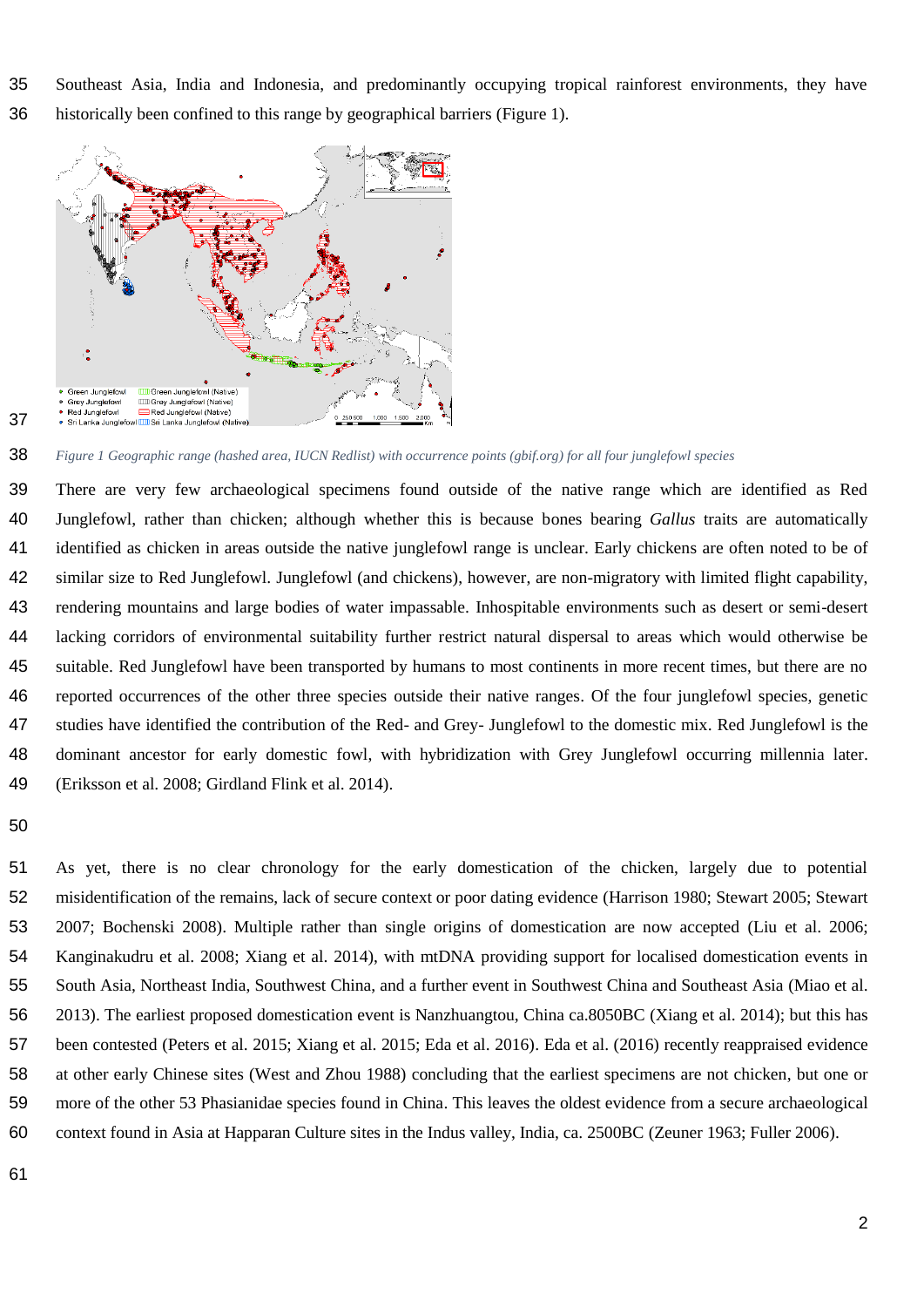Southeast Asia, India and Indonesia, and predominantly occupying tropical rainforest environments, they have historically been confined to this range by geographical barriers (Figure 1).

*Figure 1 Geographic range (hashed area, IUCN Redlist) with occurrence points (gbif.org) for all four junglefowl species*

There are very few archaeological specimens found outside of the native range which are identified as Red Junglefowl, rather than chicken; although whether this is because bones bearing *Gallus* traits are automatically identified as chicken in areas outside the native junglefowl range is unclear. Early chickens are often noted to be of similar size to Red Junglefowl. Junglefowl (and chickens), however, are non-migratory with limited flight capability, rendering mountains and large bodies of water impassable. Inhospitable environments such as desert or semi-desert lacking corridors of environmental suitability further restrict natural dispersal to areas which would otherwise be suitable. Red Junglefowl have been transported by humans to most continents in more recent times, but there are no reported occurrences of the other three species outside their native ranges. Of the four junglefowl species, genetic studies have identified the contribution of the Red- and Grey- Junglefowl to the domestic mix. Red Junglefowl is the dominant ancestor for early domestic fowl, with hybridization with Grey Junglefowl occurring millennia later. (Eriksson et al. 2008; Girdland Flink et al. 2014).

As yet, there is no clear chronology for the early domestication of the chicken, largely due to potential misidentification of the remains, lack of secure context or poor dating evidence (Harrison 1980; Stewart 2005; Stewart 2007; Bochenski 2008). Multiple rather than single origins of domestication are now accepted (Liu et al. 2006; Kanginakudru et al. 2008; Xiang et al. 2014), with mtDNA providing support for localised domestication events in South Asia, Northeast India, Southwest China, and a further event in Southwest China and Southeast Asia (Miao et al. 2013). The earliest proposed domestication event is Nanzhuangtou, China ca.8050BC (Xiang et al. 2014); but this has been contested (Peters et al. 2015; Xiang et al. 2015; Eda et al. 2016). Eda et al. (2016) recently reappraised evidence at other early Chinese sites (West and Zhou 1988) concluding that the earliest specimens are not chicken, but one or more of the other 53 Phasianidae species found in China. This leaves the oldest evidence from a secure archaeological context found in Asia at Happaran Culture sites in the Indus valley, India, ca. 2500BC (Zeuner 1963; Fuller 2006).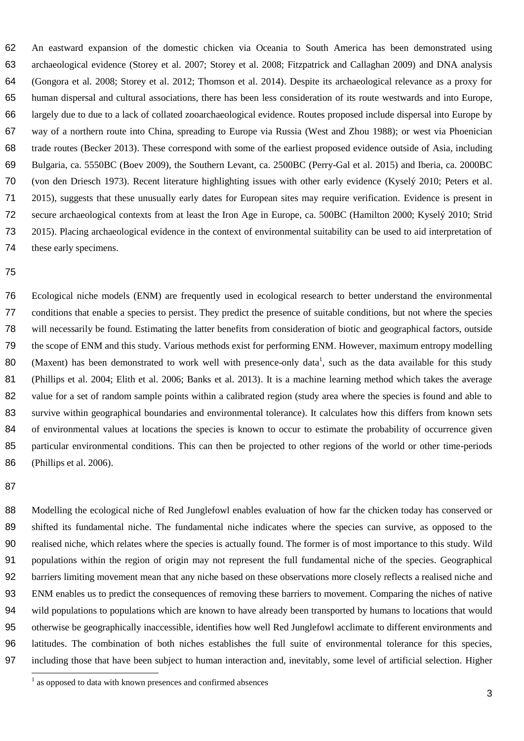An eastward expansion of the domestic chicken via Oceania to South America has been demonstrated using archaeological evidence (Storey et al. 2007; Storey et al. 2008; Fitzpatrick and Callaghan 2009) and DNA analysis (Gongora et al. 2008; Storey et al. 2012; Thomson et al. 2014). Despite its archaeological relevance as a proxy for human dispersal and cultural associations, there has been less consideration of its route westwards and into Europe, largely due to due to a lack of collated zooarchaeological evidence. Routes proposed include dispersal into Europe by way of a northern route into China, spreading to Europe via Russia (West and Zhou 1988); or west via Phoenician trade routes (Becker 2013). These correspond with some of the earliest proposed evidence outside of Asia, including Bulgaria, ca. 5550BC (Boev 2009), the Southern Levant, ca. 2500BC (Perry-Gal et al. 2015) and Iberia, ca. 2000BC (von den Driesch 1973). Recent literature highlighting issues with other early evidence (Kyselý 2010; Peters et al. 2015), suggests that these unusually early dates for European sites may require verification. Evidence is present in secure archaeological contexts from at least the Iron Age in Europe, ca. 500BC (Hamilton 2000; Kyselý 2010; Strid 2015). Placing archaeological evidence in the context of environmental suitability can be used to aid interpretation of these early specimens.

Ecological niche models (ENM) are frequently used in ecological research to better understand the environmental conditions that enable a species to persist. They predict the presence of suitable conditions, but not where the species will necessarily be found. Estimating the latter benefits from consideration of biotic and geographical factors, outside the scope of ENM and this study. Various methods exist for performing ENM. However, maximum entropy modelling (Maxent) has been demonstrated to work well with presence-only data[1], such as the data available for this study (Phillips et al. 2004; Elith et al. 2006; Banks et al. 2013). It is a machine learning method which takes the average value for a set of random sample points within a calibrated region (study area where the species is found and able to survive within geographical boundaries and environmental tolerance). It calculates how this differs from known sets of environmental values at locations the species is known to occur to estimate the probability of occurrence given particular environmental conditions. This can then be projected to other regions of the world or other time-periods (Phillips et al. 2006).

Modelling the ecological niche of Red Junglefowl enables evaluation of how far the chicken today has conserved or shifted its fundamental niche. The fundamental niche indicates where the species can survive, as opposed to the realised niche, which relates where the species is actually found. The former is of most importance to this study. Wild populations within the region of origin may not represent the full fundamental niche of the species. Geographical barriers limiting movement mean that any niche based on these observations more closely reflects a realised niche and ENM enables us to predict the consequences of removing these barriers to movement. Comparing the niches of native wild populations to populations which are known to have already been transported by humans to locations that would otherwise be geographically inaccessible, identifies how well Red Junglefowl acclimate to different environments and latitudes. The combination of both niches establishes the full suite of environmental tolerance for this species, including those that have been subject to human interaction and, inevitably, some level of artificial selection. Higher

[1] as opposed to data with known presences and confirmed absences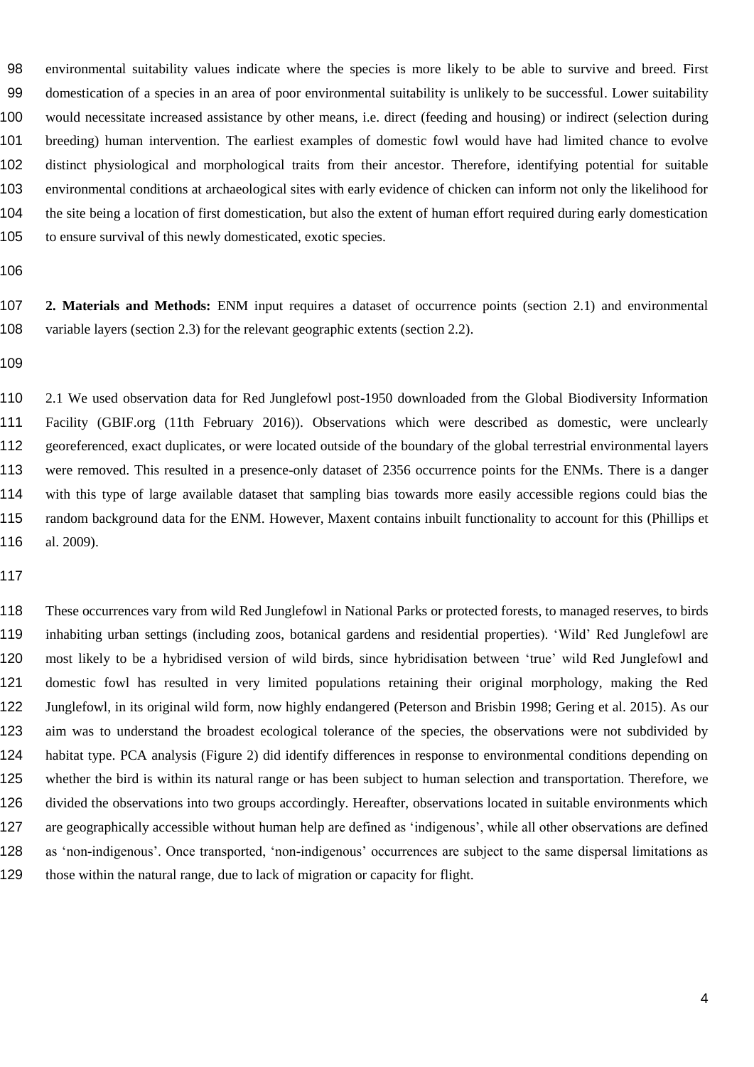environmental suitability values indicate where the species is more likely to be able to survive and breed. First domestication of a species in an area of poor environmental suitability is unlikely to be successful. Lower suitability would necessitate increased assistance by other means, i.e. direct (feeding and housing) or indirect (selection during breeding) human intervention. The earliest examples of domestic fowl would have had limited chance to evolve distinct physiological and morphological traits from their ancestor. Therefore, identifying potential for suitable environmental conditions at archaeological sites with early evidence of chicken can inform not only the likelihood for the site being a location of first domestication, but also the extent of human effort required during early domestication to ensure survival of this newly domesticated, exotic species.

**2. Materials and Methods:** ENM input requires a dataset of occurrence points (section 2.1) and environmental variable layers (section 2.3) for the relevant geographic extents (section 2.2).

2.1 We used observation data for Red Junglefowl post-1950 downloaded from the Global Biodiversity Information Facility (GBIF.org (11th February 2016)). Observations which were described as domestic, were unclearly georeferenced, exact duplicates, or were located outside of the boundary of the global terrestrial environmental layers were removed. This resulted in a presence-only dataset of 2356 occurrence points for the ENMs. There is a danger with this type of large available dataset that sampling bias towards more easily accessible regions could bias the random background data for the ENM. However, Maxent contains inbuilt functionality to account for this (Phillips et al. 2009).

These occurrences vary from wild Red Junglefowl in National Parks or protected forests, to managed reserves, to birds inhabiting urban settings (including zoos, botanical gardens and residential properties). 'Wild' Red Junglefowl are most likely to be a hybridised version of wild birds, since hybridisation between 'true' wild Red Junglefowl and domestic fowl has resulted in very limited populations retaining their original morphology, making the Red Junglefowl, in its original wild form, now highly endangered (Peterson and Brisbin 1998; Gering et al. 2015). As our aim was to understand the broadest ecological tolerance of the species, the observations were not subdivided by habitat type. PCA analysis (Figure 2) did identify differences in response to environmental conditions depending on whether the bird is within its natural range or has been subject to human selection and transportation. Therefore, we divided the observations into two groups accordingly. Hereafter, observations located in suitable environments which are geographically accessible without human help are defined as 'indigenous', while all other observations are defined as 'non-indigenous'. Once transported, 'non-indigenous' occurrences are subject to the same dispersal limitations as those within the natural range, due to lack of migration or capacity for flight.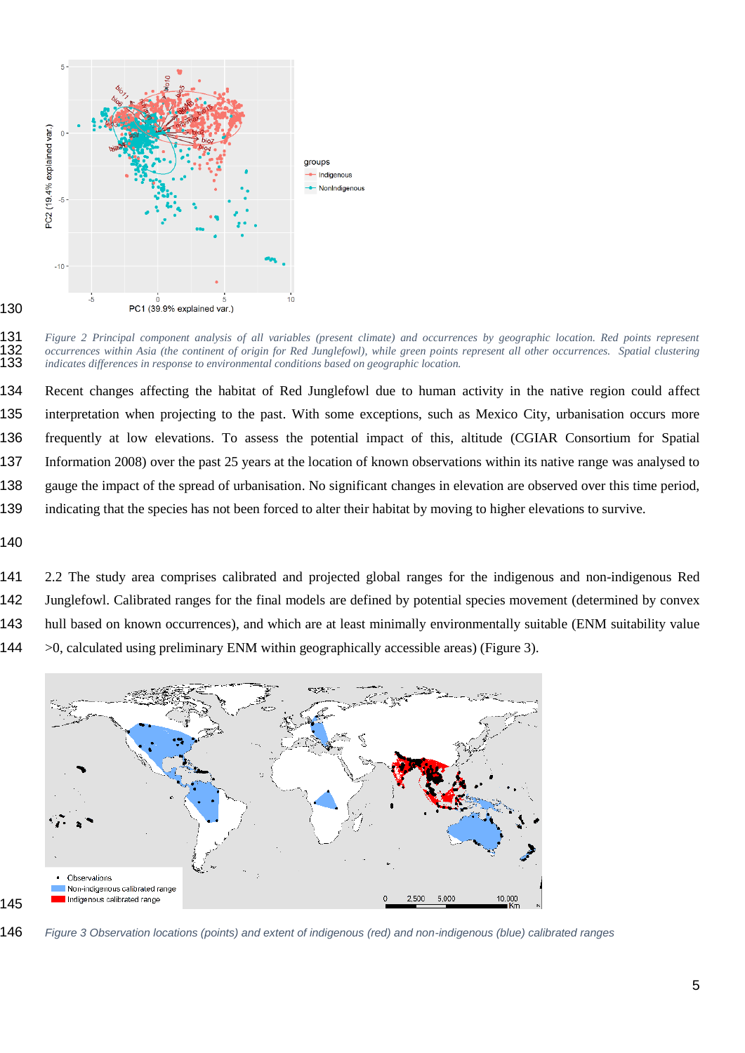*Figure 2 Principal component analysis of all variables (present climate) and occurrences by geographic location. Red points represent occurrences within Asia (the continent of origin for Red Junglefowl), while green points represent all other occurrences. Spatial clustering indicates differences in response to environmental conditions based on geographic location.*

Recent changes affecting the habitat of Red Junglefowl due to human activity in the native region could affect interpretation when projecting to the past. With some exceptions, such as Mexico City, urbanisation occurs more frequently at low elevations. To assess the potential impact of this, altitude (CGIAR Consortium for Spatial Information 2008) over the past 25 years at the location of known observations within its native range was analysed to gauge the impact of the spread of urbanisation. No significant changes in elevation are observed over this time period, indicating that the species has not been forced to alter their habitat by moving to higher elevations to survive.

2.2 The study area comprises calibrated and projected global ranges for the indigenous and non-indigenous Red Junglefowl. Calibrated ranges for the final models are defined by potential species movement (determined by convex hull based on known occurrences), and which are at least minimally environmentally suitable (ENM suitability value >0, calculated using preliminary ENM within geographically accessible areas) (Figure 3).

*Figure 3 Observation locations (points) and extent of indigenous (red) and non-indigenous (blue) calibrated ranges*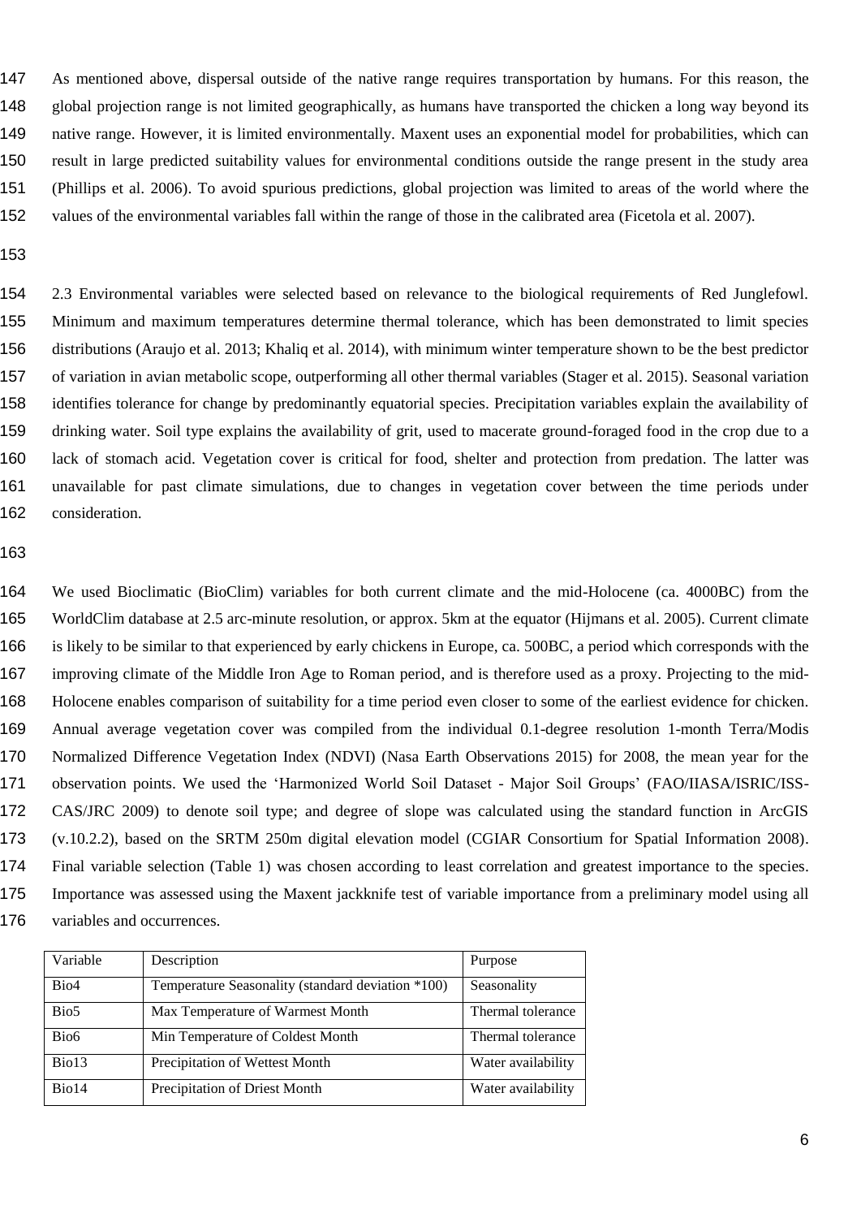As mentioned above, dispersal outside of the native range requires transportation by humans. For this reason, the global projection range is not limited geographically, as humans have transported the chicken a long way beyond its native range. However, it is limited environmentally. Maxent uses an exponential model for probabilities, which can result in large predicted suitability values for environmental conditions outside the range present in the study area (Phillips et al. 2006). To avoid spurious predictions, global projection was limited to areas of the world where the values of the environmental variables fall within the range of those in the calibrated area (Ficetola et al. 2007).

2.3 Environmental variables were selected based on relevance to the biological requirements of Red Junglefowl. Minimum and maximum temperatures determine thermal tolerance, which has been demonstrated to limit species distributions (Araujo et al. 2013; Khaliq et al. 2014), with minimum winter temperature shown to be the best predictor of variation in avian metabolic scope, outperforming all other thermal variables (Stager et al. 2015). Seasonal variation identifies tolerance for change by predominantly equatorial species. Precipitation variables explain the availability of drinking water. Soil type explains the availability of grit, used to macerate ground-foraged food in the crop due to a lack of stomach acid. Vegetation cover is critical for food, shelter and protection from predation. The latter was unavailable for past climate simulations, due to changes in vegetation cover between the time periods under consideration.

We used Bioclimatic (BioClim) variables for both current climate and the mid-Holocene (ca. 4000BC) from the WorldClim database at 2.5 arc-minute resolution, or approx. 5km at the equator (Hijmans et al. 2005). Current climate is likely to be similar to that experienced by early chickens in Europe, ca. 500BC, a period which corresponds with the improving climate of the Middle Iron Age to Roman period, and is therefore used as a proxy. Projecting to the mid-Holocene enables comparison of suitability for a time period even closer to some of the earliest evidence for chicken. Annual average vegetation cover was compiled from the individual 0.1-degree resolution 1-month Terra/Modis Normalized Difference Vegetation Index (NDVI) (Nasa Earth Observations 2015) for 2008, the mean year for the observation points. We used the 'Harmonized World Soil Dataset - Major Soil Groups' (FAO/IIASA/ISRIC/ISS-CAS/JRC 2009) to denote soil type; and degree of slope was calculated using the standard function in ArcGIS (v.10.2.2), based on the SRTM 250m digital elevation model (CGIAR Consortium for Spatial Information 2008). Final variable selection (Table 1) was chosen according to least correlation and greatest importance to the species. Importance was assessed using the Maxent jackknife test of variable importance from a preliminary model using all variables and occurrences.

| Variable | Description | Purpose |
|---|---|---|
| Bio4 | Temperature Seasonality (standard deviation *100) | Seasonality |
| Bio5 | Max Temperature of Warmest Month | Thermal tolerance |
| Bio6 | Min Temperature of Coldest Month | Thermal tolerance |
| Bio13 | Precipitation of Wettest Month | Water availability |
| Bio14 | Precipitation of Driest Month | Water availability |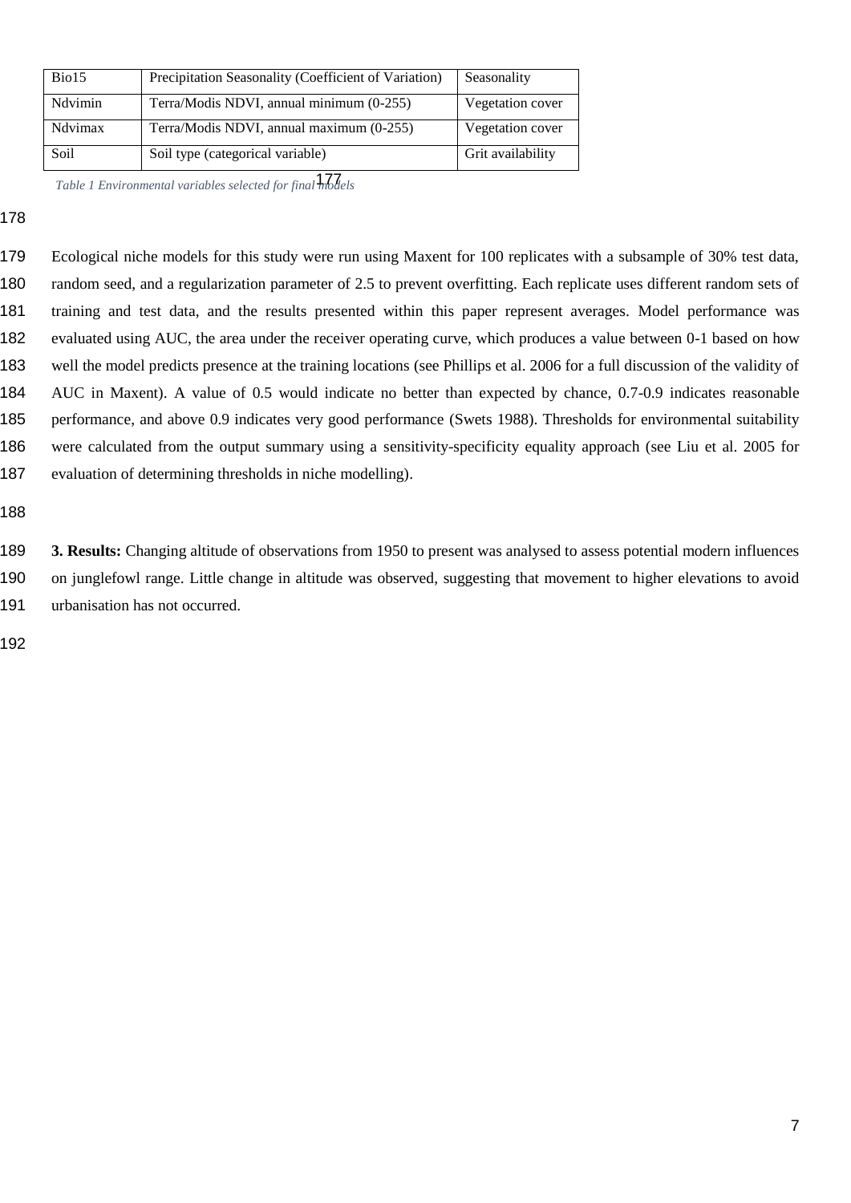| Bio15 | Precipitation Seasonality (Coefficient of Variation) | Seasonality |
| --- | --- | --- |
| Ndvimin | Terra/Modis NDVI, annual minimum (0-255) | Vegetation cover |
| Ndvimax | Terra/Modis NDVI, annual maximum (0-255) | Vegetation cover |
| Soil | Soil type (categorical variable) | Grit availability |

*Table 1 Environmental variables selected for final models*

Ecological niche models for this study were run using Maxent for 100 replicates with a subsample of 30% test data, random seed, and a regularization parameter of 2.5 to prevent overfitting. Each replicate uses different random sets of training and test data, and the results presented within this paper represent averages. Model performance was evaluated using AUC, the area under the receiver operating curve, which produces a value between 0-1 based on how well the model predicts presence at the training locations (see Phillips et al. 2006 for a full discussion of the validity of AUC in Maxent). A value of 0.5 would indicate no better than expected by chance, 0.7-0.9 indicates reasonable performance, and above 0.9 indicates very good performance (Swets 1988). Thresholds for environmental suitability were calculated from the output summary using a sensitivity-specificity equality approach (see Liu et al. 2005 for evaluation of determining thresholds in niche modelling).

**3. Results:** Changing altitude of observations from 1950 to present was analysed to assess potential modern influences on junglefowl range. Little change in altitude was observed, suggesting that movement to higher elevations to avoid urbanisation has not occurred.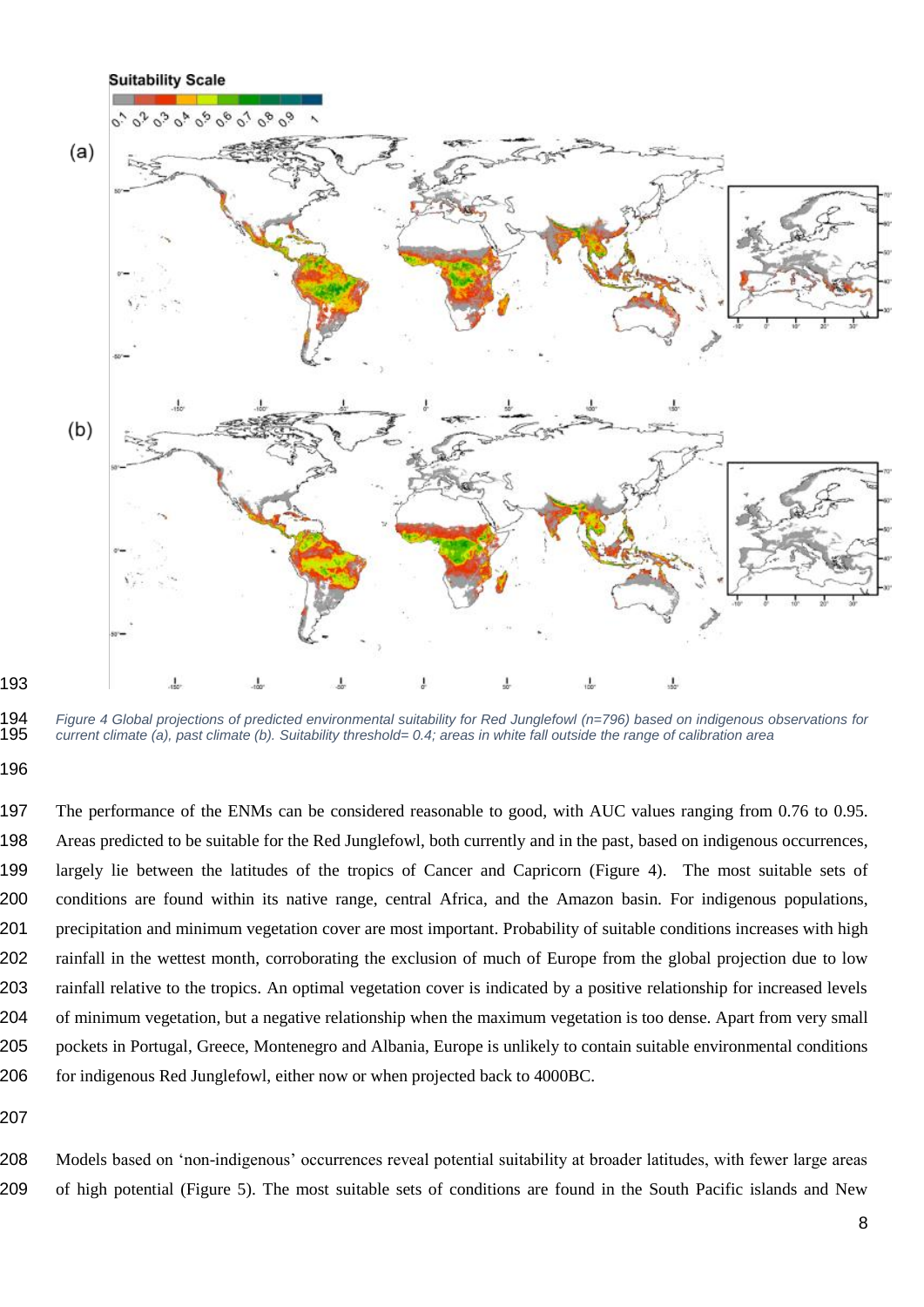Figure 4 Global projections of predicted environmental suitability for Red Junglefowl (n=796) based on indigenous observations for current climate (a), past climate (b). Suitability threshold= 0.4; areas in white fall outside the range of calibration area

The performance of the ENMs can be considered reasonable to good, with AUC values ranging from 0.76 to 0.95. Areas predicted to be suitable for the Red Junglefowl, both currently and in the past, based on indigenous occurrences, largely lie between the latitudes of the tropics of Cancer and Capricorn (Figure 4). The most suitable sets of conditions are found within its native range, central Africa, and the Amazon basin. For indigenous populations, precipitation and minimum vegetation cover are most important. Probability of suitable conditions increases with high rainfall in the wettest month, corroborating the exclusion of much of Europe from the global projection due to low rainfall relative to the tropics. An optimal vegetation cover is indicated by a positive relationship for increased levels of minimum vegetation, but a negative relationship when the maximum vegetation is too dense. Apart from very small pockets in Portugal, Greece, Montenegro and Albania, Europe is unlikely to contain suitable environmental conditions for indigenous Red Junglefowl, either now or when projected back to 4000BC.

Models based on 'non-indigenous' occurrences reveal potential suitability at broader latitudes, with fewer large areas of high potential (Figure 5). The most suitable sets of conditions are found in the South Pacific islands and New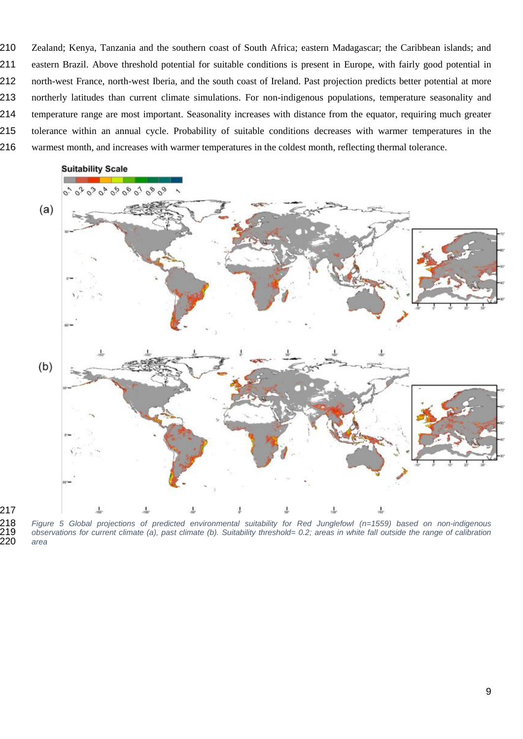Zealand; Kenya, Tanzania and the southern coast of South Africa; eastern Madagascar; the Caribbean islands; and eastern Brazil. Above threshold potential for suitable conditions is present in Europe, with fairly good potential in north-west France, north-west Iberia, and the south coast of Ireland. Past projection predicts better potential at more northerly latitudes than current climate simulations. For non-indigenous populations, temperature seasonality and temperature range are most important. Seasonality increases with distance from the equator, requiring much greater tolerance within an annual cycle. Probability of suitable conditions decreases with warmer temperatures in the warmest month, and increases with warmer temperatures in the coldest month, reflecting thermal tolerance.

*Figure 5 Global projections of predicted environmental suitability for Red Junglefowl (n=1559) based on non-indigenous observations for current climate (a), past climate (b). Suitability threshold= 0.2; areas in white fall outside the range of calibration area*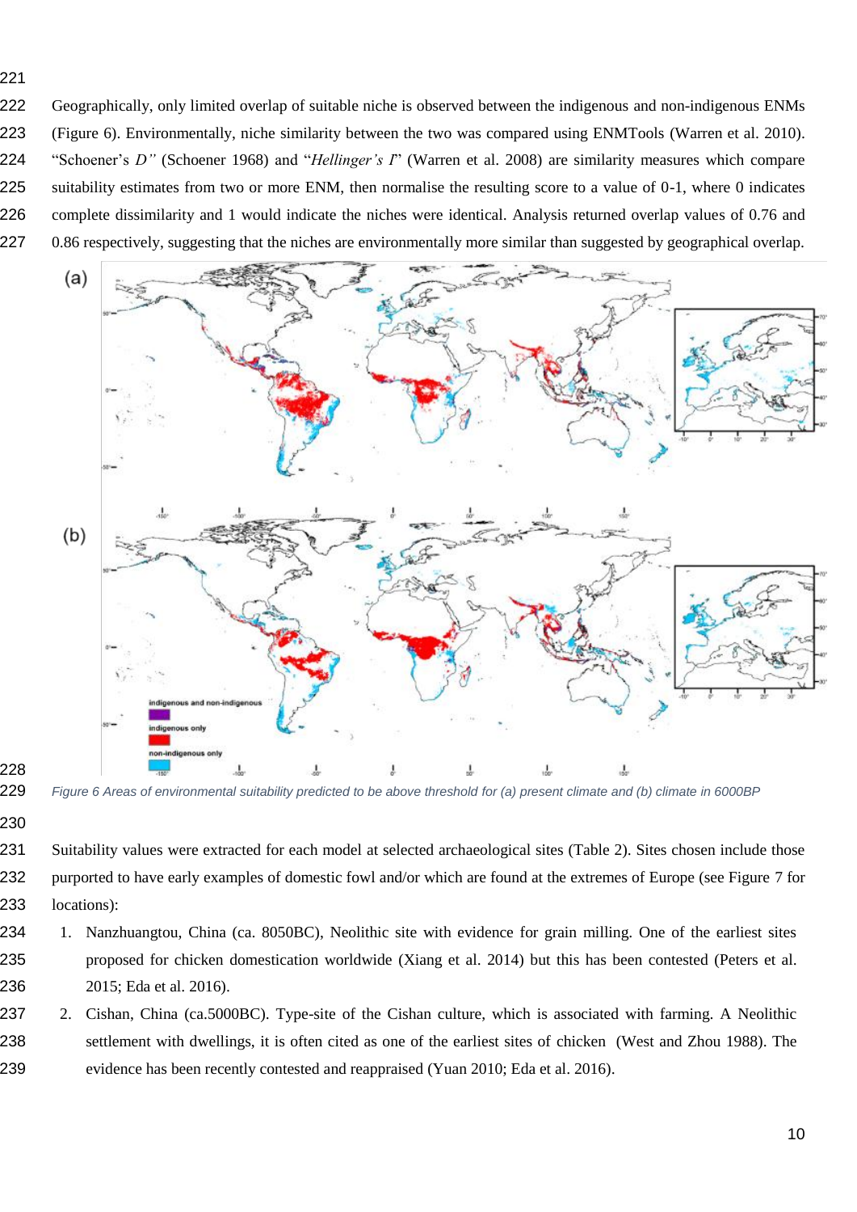Geographically, only limited overlap of suitable niche is observed between the indigenous and non-indigenous ENMs (Figure 6). Environmentally, niche similarity between the two was compared using ENMTools (Warren et al. 2010). "Schoener's *D"* (Schoener 1968) and "*Hellinger's I*" (Warren et al. 2008) are similarity measures which compare suitability estimates from two or more ENM, then normalise the resulting score to a value of 0-1, where 0 indicates complete dissimilarity and 1 would indicate the niches were identical. Analysis returned overlap values of 0.76 and 0.86 respectively, suggesting that the niches are environmentally more similar than suggested by geographical overlap.

*Figure 6 Areas of environmental suitability predicted to be above threshold for (a) present climate and (b) climate in 6000BP*

Suitability values were extracted for each model at selected archaeological sites (Table 2). Sites chosen include those purported to have early examples of domestic fowl and/or which are found at the extremes of Europe (see Figure 7 for locations):

1. Nanzhuangtou, China (ca. 8050BC), Neolithic site with evidence for grain milling. One of the earliest sites proposed for chicken domestication worldwide (Xiang et al. 2014) but this has been contested (Peters et al. 2015; Eda et al. 2016).
2. Cishan, China (ca.5000BC). Type-site of the Cishan culture, which is associated with farming. A Neolithic settlement with dwellings, it is often cited as one of the earliest sites of chicken (West and Zhou 1988). The evidence has been recently contested and reappraised (Yuan 2010; Eda et al. 2016).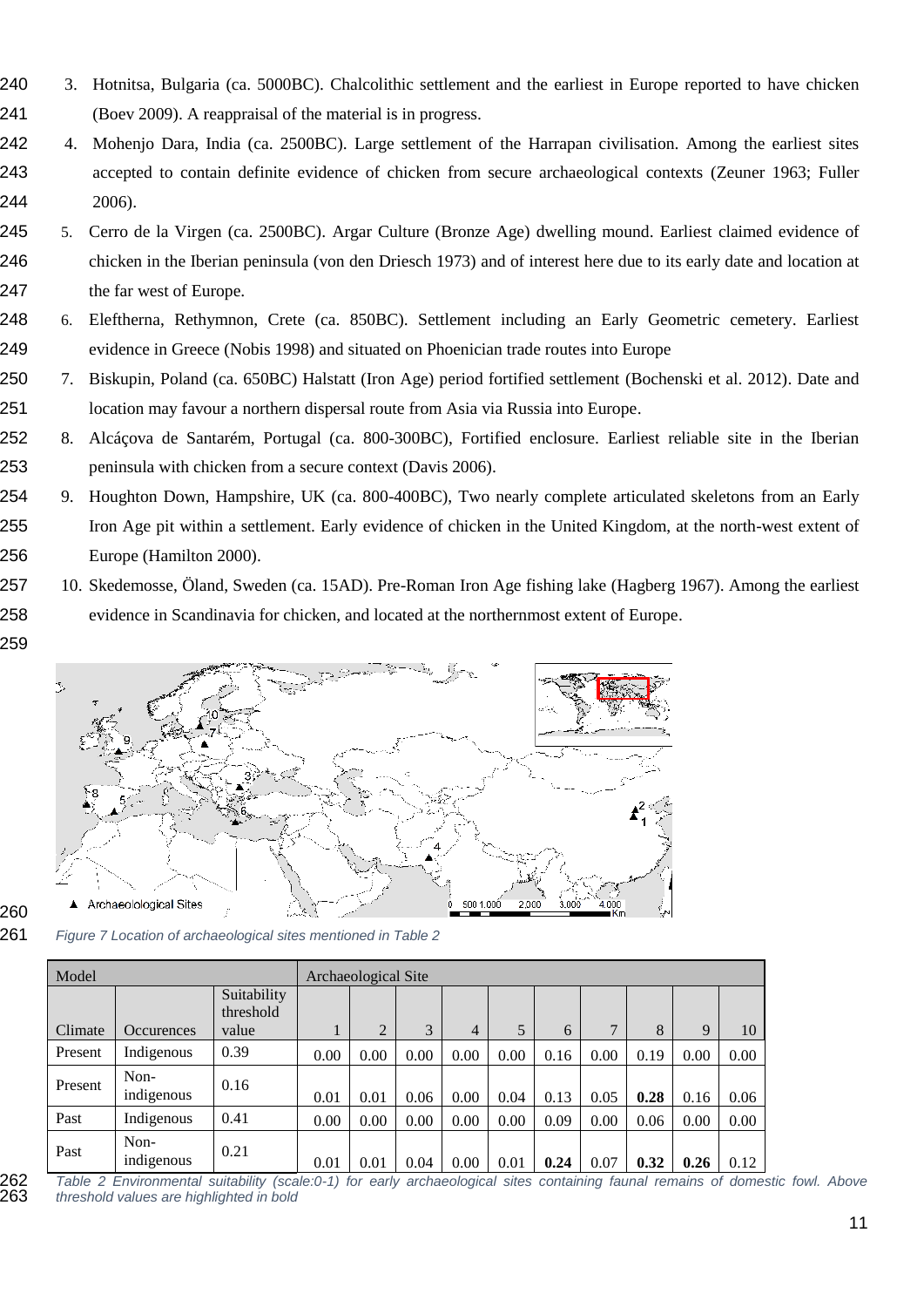3. Hotnitsa, Bulgaria (ca. 5000BC). Chalcolithic settlement and the earliest in Europe reported to have chicken (Boev 2009). A reappraisal of the material is in progress.
4. Mohenjo Dara, India (ca. 2500BC). Large settlement of the Harrapan civilisation. Among the earliest sites accepted to contain definite evidence of chicken from secure archaeological contexts (Zeuner 1963; Fuller 2006).
5. Cerro de la Virgen (ca. 2500BC). Argar Culture (Bronze Age) dwelling mound. Earliest claimed evidence of chicken in the Iberian peninsula (von den Driesch 1973) and of interest here due to its early date and location at the far west of Europe.
6. Eleftherna, Rethymnon, Crete (ca. 850BC). Settlement including an Early Geometric cemetery. Earliest evidence in Greece (Nobis 1998) and situated on Phoenician trade routes into Europe
7. Biskupin, Poland (ca. 650BC) Halstatt (Iron Age) period fortified settlement (Bochenski et al. 2012). Date and location may favour a northern dispersal route from Asia via Russia into Europe.
8. Alcáçova de Santarém, Portugal (ca. 800-300BC), Fortified enclosure. Earliest reliable site in the Iberian peninsula with chicken from a secure context (Davis 2006).
9. Houghton Down, Hampshire, UK (ca. 800-400BC), Two nearly complete articulated skeletons from an Early Iron Age pit within a settlement. Early evidence of chicken in the United Kingdom, at the north-west extent of Europe (Hamilton 2000).
10. Skedemosse, Öland, Sweden (ca. 15AD). Pre-Roman Iron Age fishing lake (Hagberg 1967). Among the earliest evidence in Scandinavia for chicken, and located at the northernmost extent of Europe.

*Figure 7 Location of archaeological sites mentioned in Table 2*

| Model | | | Archaeological Site | | | | | | | | | |
|---|---|---|---|---|---|---|---|---|---|---|---|---|
| Climate | Occurences | Suitability threshold value | 1 | 2 | 3 | 4 | 5 | 6 | 7 | 8 | 9 | 10 |
| Present | Indigenous | 0.39 | 0.00 | 0.00 | 0.00 | 0.00 | 0.00 | 0.16 | 0.00 | 0.19 | 0.00 | 0.00 |
| Present | Non-indigenous | 0.16 | 0.01 | 0.01 | 0.06 | 0.00 | 0.04 | 0.13 | 0.05 | **0.28** | 0.16 | 0.06 |
| Past | Indigenous | 0.41 | 0.00 | 0.00 | 0.00 | 0.00 | 0.00 | 0.09 | 0.00 | 0.06 | 0.00 | 0.00 |
| Past | Non-indigenous | 0.21 | 0.01 | 0.01 | 0.04 | 0.00 | 0.01 | **0.24** | 0.07 | **0.32** | **0.26** | 0.12 |

*Table 2 Environmental suitability (scale:0-1) for early archaeological sites containing faunal remains of domestic fowl. Above threshold values are highlighted in bold*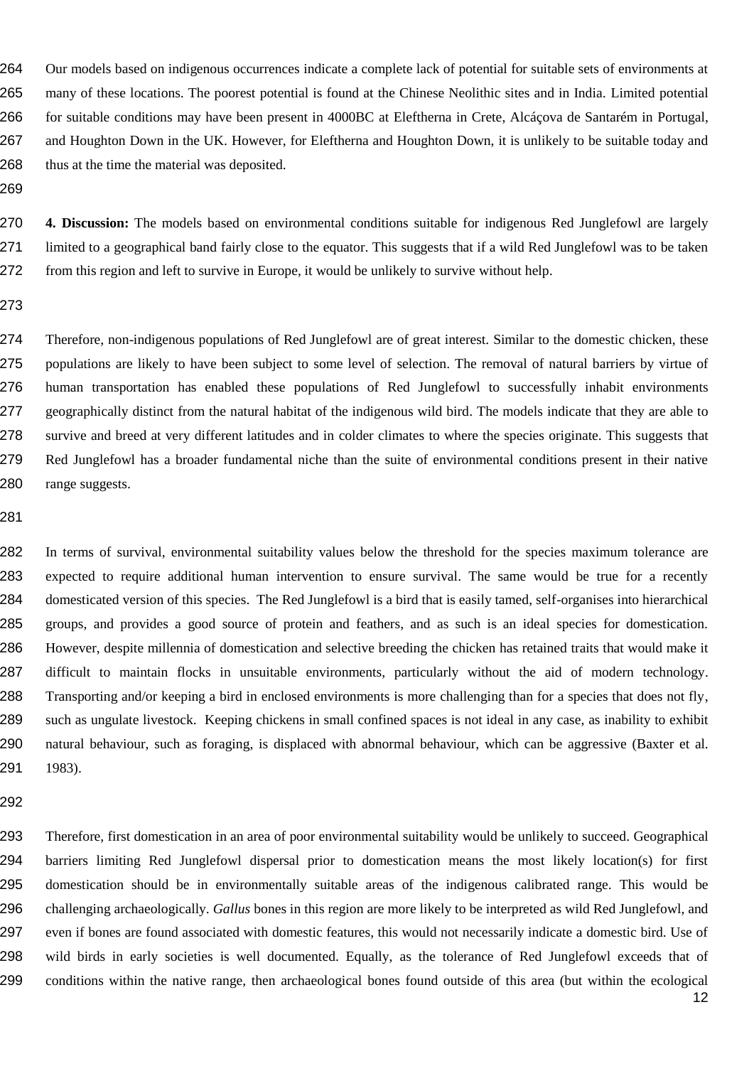Our models based on indigenous occurrences indicate a complete lack of potential for suitable sets of environments at many of these locations. The poorest potential is found at the Chinese Neolithic sites and in India. Limited potential for suitable conditions may have been present in 4000BC at Eleftherna in Crete, Alcáçova de Santarém in Portugal, and Houghton Down in the UK. However, for Eleftherna and Houghton Down, it is unlikely to be suitable today and thus at the time the material was deposited.

**4. Discussion:** The models based on environmental conditions suitable for indigenous Red Junglefowl are largely limited to a geographical band fairly close to the equator. This suggests that if a wild Red Junglefowl was to be taken from this region and left to survive in Europe, it would be unlikely to survive without help.

Therefore, non-indigenous populations of Red Junglefowl are of great interest. Similar to the domestic chicken, these populations are likely to have been subject to some level of selection. The removal of natural barriers by virtue of human transportation has enabled these populations of Red Junglefowl to successfully inhabit environments geographically distinct from the natural habitat of the indigenous wild bird. The models indicate that they are able to survive and breed at very different latitudes and in colder climates to where the species originate. This suggests that Red Junglefowl has a broader fundamental niche than the suite of environmental conditions present in their native range suggests.

In terms of survival, environmental suitability values below the threshold for the species maximum tolerance are expected to require additional human intervention to ensure survival. The same would be true for a recently domesticated version of this species. The Red Junglefowl is a bird that is easily tamed, self-organises into hierarchical groups, and provides a good source of protein and feathers, and as such is an ideal species for domestication. However, despite millennia of domestication and selective breeding the chicken has retained traits that would make it difficult to maintain flocks in unsuitable environments, particularly without the aid of modern technology. Transporting and/or keeping a bird in enclosed environments is more challenging than for a species that does not fly, such as ungulate livestock. Keeping chickens in small confined spaces is not ideal in any case, as inability to exhibit natural behaviour, such as foraging, is displaced with abnormal behaviour, which can be aggressive (Baxter et al. 1983).

Therefore, first domestication in an area of poor environmental suitability would be unlikely to succeed. Geographical barriers limiting Red Junglefowl dispersal prior to domestication means the most likely location(s) for first domestication should be in environmentally suitable areas of the indigenous calibrated range. This would be challenging archaeologically. *Gallus* bones in this region are more likely to be interpreted as wild Red Junglefowl, and even if bones are found associated with domestic features, this would not necessarily indicate a domestic bird. Use of wild birds in early societies is well documented. Equally, as the tolerance of Red Junglefowl exceeds that of conditions within the native range, then archaeological bones found outside of this area (but within the ecological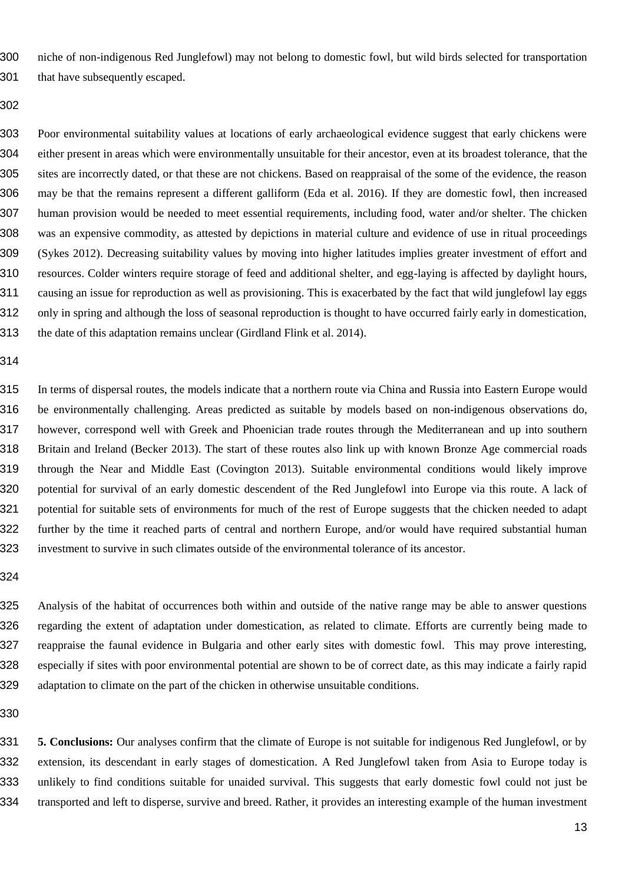niche of non-indigenous Red Junglefowl) may not belong to domestic fowl, but wild birds selected for transportation that have subsequently escaped.

Poor environmental suitability values at locations of early archaeological evidence suggest that early chickens were either present in areas which were environmentally unsuitable for their ancestor, even at its broadest tolerance, that the sites are incorrectly dated, or that these are not chickens. Based on reappraisal of the some of the evidence, the reason may be that the remains represent a different galliform (Eda et al. 2016). If they are domestic fowl, then increased human provision would be needed to meet essential requirements, including food, water and/or shelter. The chicken was an expensive commodity, as attested by depictions in material culture and evidence of use in ritual proceedings (Sykes 2012). Decreasing suitability values by moving into higher latitudes implies greater investment of effort and resources. Colder winters require storage of feed and additional shelter, and egg-laying is affected by daylight hours, causing an issue for reproduction as well as provisioning. This is exacerbated by the fact that wild junglefowl lay eggs only in spring and although the loss of seasonal reproduction is thought to have occurred fairly early in domestication, the date of this adaptation remains unclear (Girdland Flink et al. 2014).

In terms of dispersal routes, the models indicate that a northern route via China and Russia into Eastern Europe would be environmentally challenging. Areas predicted as suitable by models based on non-indigenous observations do, however, correspond well with Greek and Phoenician trade routes through the Mediterranean and up into southern Britain and Ireland (Becker 2013). The start of these routes also link up with known Bronze Age commercial roads through the Near and Middle East (Covington 2013). Suitable environmental conditions would likely improve potential for survival of an early domestic descendent of the Red Junglefowl into Europe via this route. A lack of potential for suitable sets of environments for much of the rest of Europe suggests that the chicken needed to adapt further by the time it reached parts of central and northern Europe, and/or would have required substantial human investment to survive in such climates outside of the environmental tolerance of its ancestor.

Analysis of the habitat of occurrences both within and outside of the native range may be able to answer questions regarding the extent of adaptation under domestication, as related to climate. Efforts are currently being made to reappraise the faunal evidence in Bulgaria and other early sites with domestic fowl. This may prove interesting, especially if sites with poor environmental potential are shown to be of correct date, as this may indicate a fairly rapid adaptation to climate on the part of the chicken in otherwise unsuitable conditions.

**5. Conclusions:** Our analyses confirm that the climate of Europe is not suitable for indigenous Red Junglefowl, or by extension, its descendant in early stages of domestication. A Red Junglefowl taken from Asia to Europe today is unlikely to find conditions suitable for unaided survival. This suggests that early domestic fowl could not just be transported and left to disperse, survive and breed. Rather, it provides an interesting example of the human investment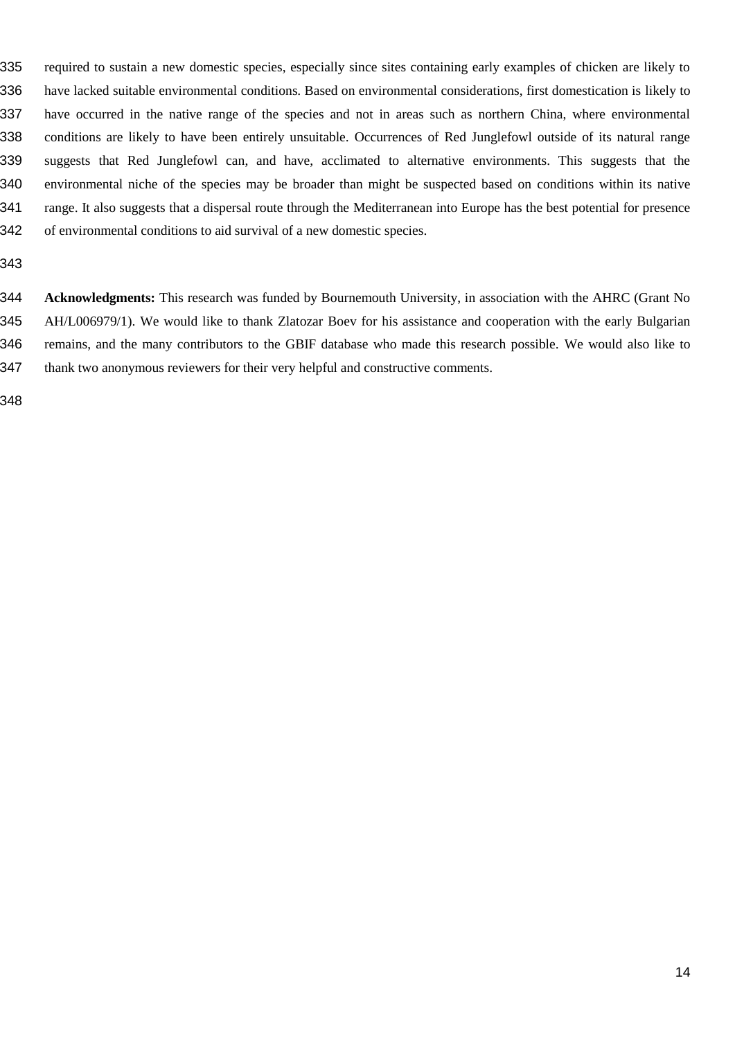required to sustain a new domestic species, especially since sites containing early examples of chicken are likely to have lacked suitable environmental conditions. Based on environmental considerations, first domestication is likely to have occurred in the native range of the species and not in areas such as northern China, where environmental conditions are likely to have been entirely unsuitable. Occurrences of Red Junglefowl outside of its natural range suggests that Red Junglefowl can, and have, acclimated to alternative environments. This suggests that the environmental niche of the species may be broader than might be suspected based on conditions within its native range. It also suggests that a dispersal route through the Mediterranean into Europe has the best potential for presence of environmental conditions to aid survival of a new domestic species.

**Acknowledgments:** This research was funded by Bournemouth University, in association with the AHRC (Grant No AH/L006979/1). We would like to thank Zlatozar Boev for his assistance and cooperation with the early Bulgarian remains, and the many contributors to the GBIF database who made this research possible. We would also like to thank two anonymous reviewers for their very helpful and constructive comments.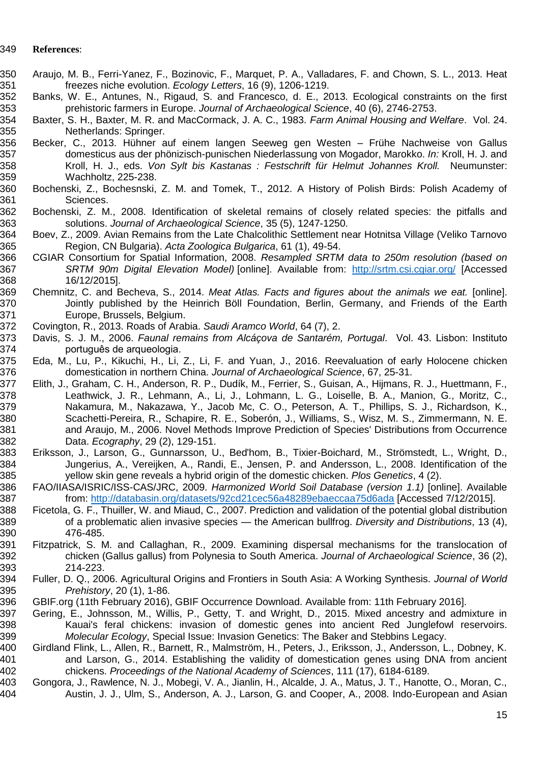**References**:

Araujo, M. B., Ferri-Yanez, F., Bozinovic, F., Marquet, P. A., Valladares, F. and Chown, S. L., 2013. Heat freezes niche evolution. *Ecology Letters*, 16 (9), 1206-1219.

Banks, W. E., Antunes, N., Rigaud, S. and Francesco, d. E., 2013. Ecological constraints on the first prehistoric farmers in Europe. *Journal of Archaeological Science*, 40 (6), 2746-2753.

Baxter, S. H., Baxter, M. R. and MacCormack, J. A. C., 1983. *Farm Animal Housing and Welfare*. Vol. 24. Netherlands: Springer.

Becker, C., 2013. Hühner auf einem langen Seeweg gen Westen – Frühe Nachweise von Gallus domesticus aus der phönizisch-punischen Niederlassung von Mogador, Marokko. *In:* Kroll, H. J. and Kroll, H. J., eds. *Von Sylt bis Kastanas : Festschrift für Helmut Johannes Kroll.* Neumunster: Wachholtz, 225-238.

Bochenski, Z., Bochesnski, Z. M. and Tomek, T., 2012. A History of Polish Birds: Polish Academy of Sciences.

Bochenski, Z. M., 2008. Identification of skeletal remains of closely related species: the pitfalls and solutions. *Journal of Archaeological Science*, 35 (5), 1247-1250.

Boev, Z., 2009. Avian Remains from the Late Chalcolithic Settlement near Hotnitsa Village (Veliko Tarnovo Region, CN Bulgaria). *Acta Zoologica Bulgarica*, 61 (1), 49-54.

CGIAR Consortium for Spatial Information, 2008. *Resampled SRTM data to 250m resolution (based on SRTM 90m Digital Elevation Model)* [online]. Available from: http://srtm.csi.cgiar.org/ [Accessed 16/12/2015].

Chemnitz, C. and Becheva, S., 2014. *Meat Atlas. Facts and figures about the animals we eat.* [online]. Jointly published by the Heinrich Böll Foundation, Berlin, Germany, and Friends of the Earth Europe, Brussels, Belgium.

Covington, R., 2013. Roads of Arabia. *Saudi Aramco World*, 64 (7), 2.

Davis, S. J. M., 2006. *Faunal remains from Alcáçova de Santarém, Portugal*. Vol. 43. Lisbon: Instituto português de arqueologia.

Eda, M., Lu, P., Kikuchi, H., Li, Z., Li, F. and Yuan, J., 2016. Reevaluation of early Holocene chicken domestication in northern China. *Journal of Archaeological Science*, 67, 25-31.

Elith, J., Graham, C. H., Anderson, R. P., Dudík, M., Ferrier, S., Guisan, A., Hijmans, R. J., Huettmann, F., Leathwick, J. R., Lehmann, A., Li, J., Lohmann, L. G., Loiselle, B. A., Manion, G., Moritz, C., Nakamura, M., Nakazawa, Y., Jacob Mc, C. O., Peterson, A. T., Phillips, S. J., Richardson, K., Scachetti-Pereira, R., Schapire, R. E., Soberón, J., Williams, S., Wisz, M. S., Zimmermann, N. E. and Araujo, M., 2006. Novel Methods Improve Prediction of Species' Distributions from Occurrence Data. *Ecography*, 29 (2), 129-151.

Eriksson, J., Larson, G., Gunnarsson, U., Bed'hom, B., Tixier-Boichard, M., Strömstedt, L., Wright, D., Jungerius, A., Vereijken, A., Randi, E., Jensen, P. and Andersson, L., 2008. Identification of the yellow skin gene reveals a hybrid origin of the domestic chicken. *Plos Genetics*, 4 (2).

FAO/IIASA/ISRIC/ISS-CAS/JRC, 2009. *Harmonized World Soil Database (version 1.1)* [online]. Available from: http://databasin.org/datasets/92cd21cec56a48289ebaeccaa75d6ada [Accessed 7/12/2015].

Ficetola, G. F., Thuiller, W. and Miaud, C., 2007. Prediction and validation of the potential global distribution of a problematic alien invasive species — the American bullfrog. *Diversity and Distributions*, 13 (4), 476-485.

Fitzpatrick, S. M. and Callaghan, R., 2009. Examining dispersal mechanisms for the translocation of chicken (Gallus gallus) from Polynesia to South America. *Journal of Archaeological Science*, 36 (2), 214-223.

Fuller, D. Q., 2006. Agricultural Origins and Frontiers in South Asia: A Working Synthesis. *Journal of World Prehistory*, 20 (1), 1-86.

GBIF.org (11th February 2016), GBIF Occurrence Download. Available from: 11th February 2016].

Gering, E., Johnsson, M., Willis, P., Getty, T. and Wright, D., 2015. Mixed ancestry and admixture in Kauai's feral chickens: invasion of domestic genes into ancient Red Junglefowl reservoirs. *Molecular Ecology*, Special Issue: Invasion Genetics: The Baker and Stebbins Legacy.

Girdland Flink, L., Allen, R., Barnett, R., Malmström, H., Peters, J., Eriksson, J., Andersson, L., Dobney, K. and Larson, G., 2014. Establishing the validity of domestication genes using DNA from ancient chickens. *Proceedings of the National Academy of Sciences*, 111 (17), 6184-6189.

Gongora, J., Rawlence, N. J., Mobegi, V. A., Jianlin, H., Alcalde, J. A., Matus, J. T., Hanotte, O., Moran, C., Austin, J. J., Ulm, S., Anderson, A. J., Larson, G. and Cooper, A., 2008. Indo-European and Asian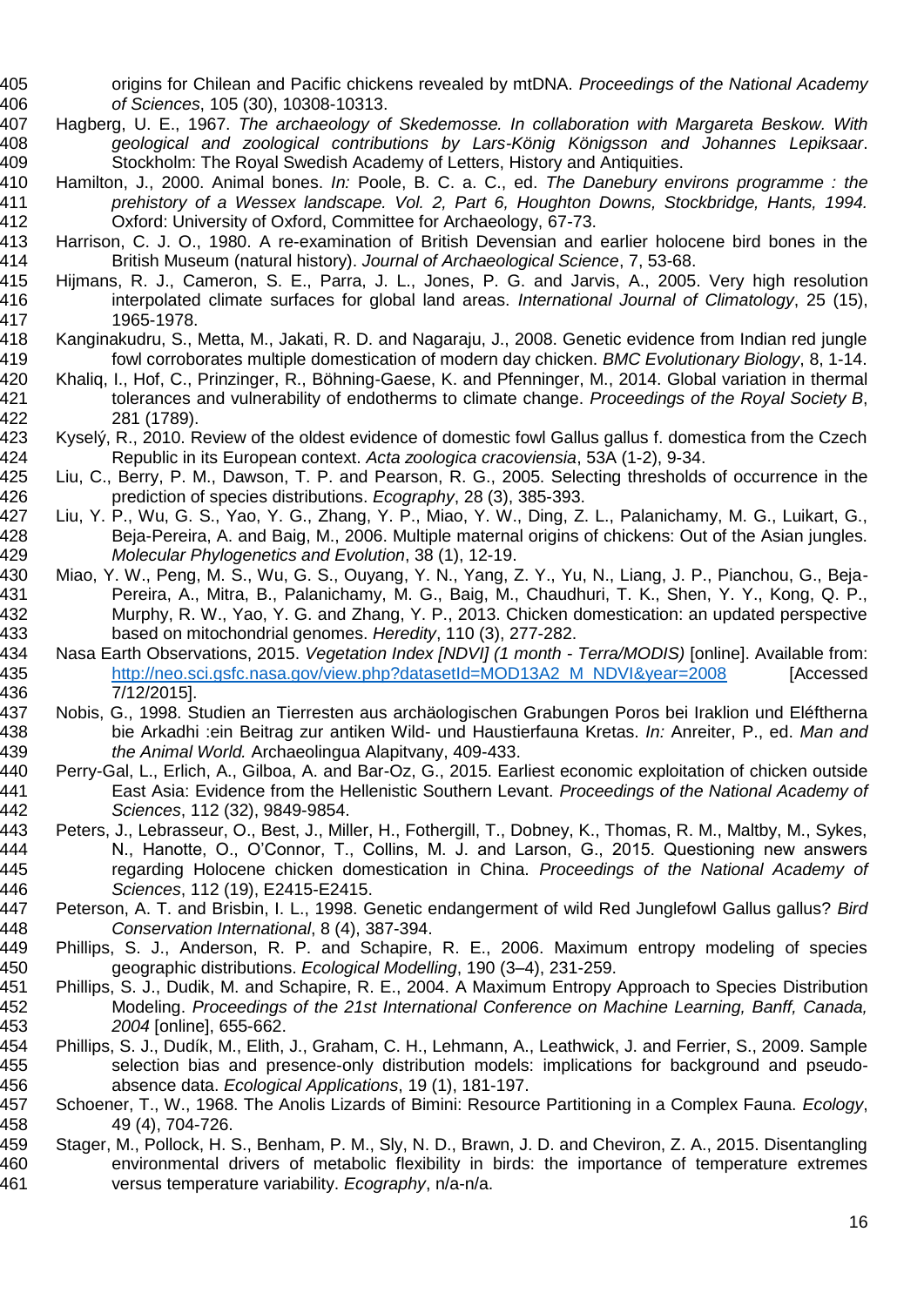origins for Chilean and Pacific chickens revealed by mtDNA. *Proceedings of the National Academy of Sciences*, 105 (30), 10308-10313.

Hagberg, U. E., 1967. *The archaeology of Skedemosse. In collaboration with Margareta Beskow. With geological and zoological contributions by Lars-König Königsson and Johannes Lepiksaar*. Stockholm: The Royal Swedish Academy of Letters, History and Antiquities.

Hamilton, J., 2000. Animal bones. *In:* Poole, B. C. a. C., ed. *The Danebury environs programme : the prehistory of a Wessex landscape. Vol. 2, Part 6, Houghton Downs, Stockbridge, Hants, 1994.* Oxford: University of Oxford, Committee for Archaeology, 67-73.

Harrison, C. J. O., 1980. A re-examination of British Devensian and earlier holocene bird bones in the British Museum (natural history). *Journal of Archaeological Science*, 7, 53-68.

Hijmans, R. J., Cameron, S. E., Parra, J. L., Jones, P. G. and Jarvis, A., 2005. Very high resolution interpolated climate surfaces for global land areas. *International Journal of Climatology*, 25 (15), 1965-1978.

Kanginakudru, S., Metta, M., Jakati, R. D. and Nagaraju, J., 2008. Genetic evidence from Indian red jungle fowl corroborates multiple domestication of modern day chicken. *BMC Evolutionary Biology*, 8, 1-14.

Khaliq, I., Hof, C., Prinzinger, R., Böhning-Gaese, K. and Pfenninger, M., 2014. Global variation in thermal tolerances and vulnerability of endotherms to climate change. *Proceedings of the Royal Society B*, 281 (1789).

Kyselý, R., 2010. Review of the oldest evidence of domestic fowl Gallus gallus f. domestica from the Czech Republic in its European context. *Acta zoologica cracoviensia*, 53A (1-2), 9-34.

Liu, C., Berry, P. M., Dawson, T. P. and Pearson, R. G., 2005. Selecting thresholds of occurrence in the prediction of species distributions. *Ecography*, 28 (3), 385-393.

Liu, Y. P., Wu, G. S., Yao, Y. G., Zhang, Y. P., Miao, Y. W., Ding, Z. L., Palanichamy, M. G., Luikart, G., Beja-Pereira, A. and Baig, M., 2006. Multiple maternal origins of chickens: Out of the Asian jungles. *Molecular Phylogenetics and Evolution*, 38 (1), 12-19.

Miao, Y. W., Peng, M. S., Wu, G. S., Ouyang, Y. N., Yang, Z. Y., Yu, N., Liang, J. P., Pianchou, G., Beja-Pereira, A., Mitra, B., Palanichamy, M. G., Baig, M., Chaudhuri, T. K., Shen, Y. Y., Kong, Q. P., Murphy, R. W., Yao, Y. G. and Zhang, Y. P., 2013. Chicken domestication: an updated perspective based on mitochondrial genomes. *Heredity*, 110 (3), 277-282.

Nasa Earth Observations, 2015. *Vegetation Index [NDVI] (1 month - Terra/MODIS)* [online]. Available from: http://neo.sci.gsfc.nasa.gov/view.php?datasetId=MOD13A2_M_NDVI&year=2008 [Accessed 7/12/2015].

Nobis, G., 1998. Studien an Tierresten aus archäologischen Grabungen Poros bei Iraklion und Eléftherna bie Arkadhi :ein Beitrag zur antiken Wild- und Haustierfauna Kretas. *In:* Anreiter, P., ed. *Man and the Animal World.* Archaeolingua Alapitvany, 409-433.

Perry-Gal, L., Erlich, A., Gilboa, A. and Bar-Oz, G., 2015. Earliest economic exploitation of chicken outside East Asia: Evidence from the Hellenistic Southern Levant. *Proceedings of the National Academy of Sciences*, 112 (32), 9849-9854.

Peters, J., Lebrasseur, O., Best, J., Miller, H., Fothergill, T., Dobney, K., Thomas, R. M., Maltby, M., Sykes, N., Hanotte, O., O'Connor, T., Collins, M. J. and Larson, G., 2015. Questioning new answers regarding Holocene chicken domestication in China. *Proceedings of the National Academy of Sciences*, 112 (19), E2415-E2415.

Peterson, A. T. and Brisbin, I. L., 1998. Genetic endangerment of wild Red Junglefowl Gallus gallus? *Bird Conservation International*, 8 (4), 387-394.

Phillips, S. J., Anderson, R. P. and Schapire, R. E., 2006. Maximum entropy modeling of species geographic distributions. *Ecological Modelling*, 190 (3–4), 231-259.

Phillips, S. J., Dudik, M. and Schapire, R. E., 2004. A Maximum Entropy Approach to Species Distribution Modeling. *Proceedings of the 21st International Conference on Machine Learning, Banff, Canada, 2004* [online], 655-662.

Phillips, S. J., Dudík, M., Elith, J., Graham, C. H., Lehmann, A., Leathwick, J. and Ferrier, S., 2009. Sample selection bias and presence-only distribution models: implications for background and pseudo-absence data. *Ecological Applications*, 19 (1), 181-197.

Schoener, T., W., 1968. The Anolis Lizards of Bimini: Resource Partitioning in a Complex Fauna. *Ecology*, 49 (4), 704-726.

Stager, M., Pollock, H. S., Benham, P. M., Sly, N. D., Brawn, J. D. and Cheviron, Z. A., 2015. Disentangling environmental drivers of metabolic flexibility in birds: the importance of temperature extremes versus temperature variability. *Ecography*, n/a-n/a.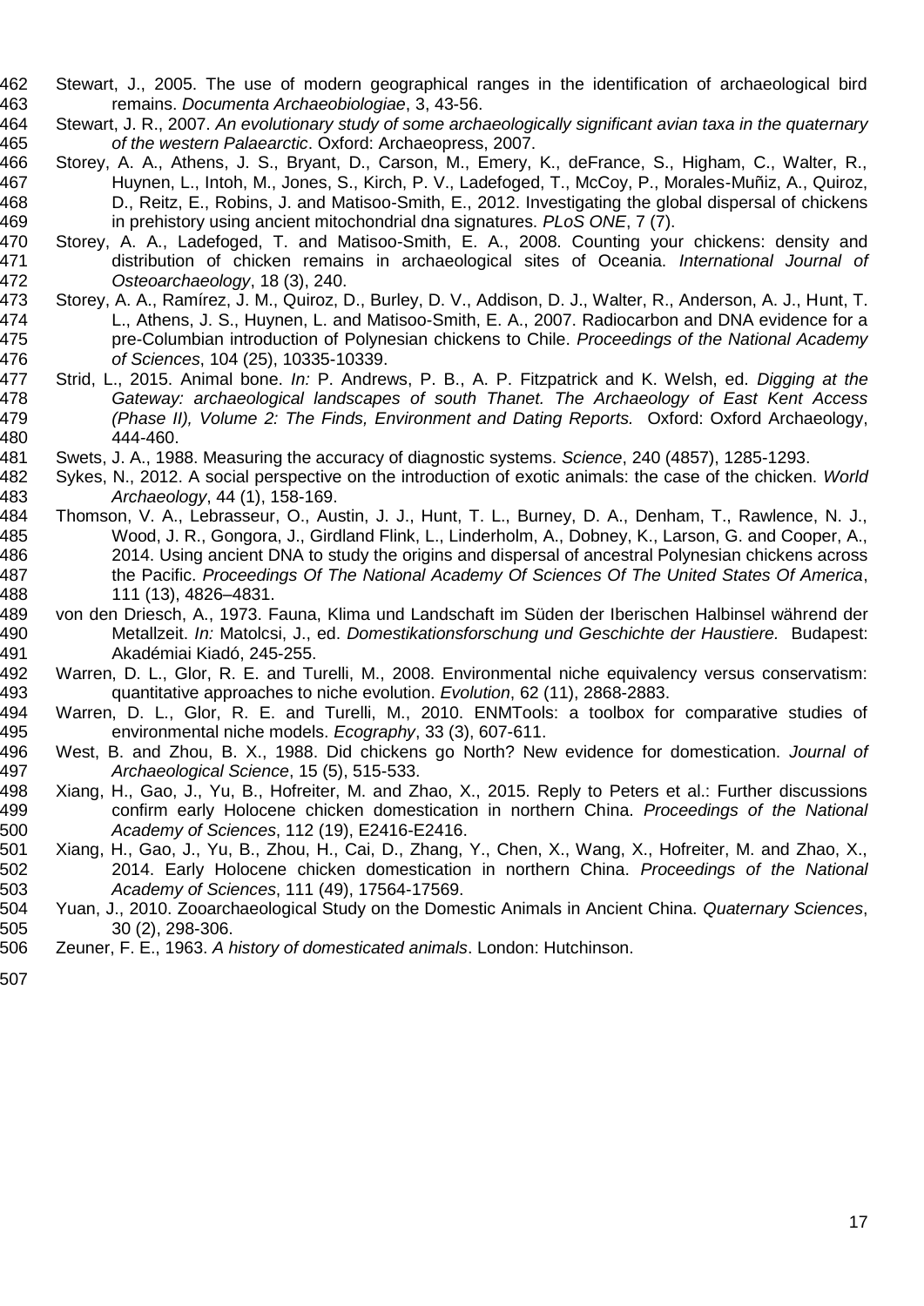Stewart, J., 2005. The use of modern geographical ranges in the identification of archaeological bird remains. *Documenta Archaeobiologiae*, 3, 43-56.

Stewart, J. R., 2007. *An evolutionary study of some archaeologically significant avian taxa in the quaternary of the western Palaearctic*. Oxford: Archaeopress, 2007.

Storey, A. A., Athens, J. S., Bryant, D., Carson, M., Emery, K., deFrance, S., Higham, C., Walter, R., Huynen, L., Intoh, M., Jones, S., Kirch, P. V., Ladefoged, T., McCoy, P., Morales-Muñiz, A., Quiroz, D., Reitz, E., Robins, J. and Matisoo-Smith, E., 2012. Investigating the global dispersal of chickens in prehistory using ancient mitochondrial dna signatures. *PLoS ONE*, 7 (7).

Storey, A. A., Ladefoged, T. and Matisoo-Smith, E. A., 2008. Counting your chickens: density and distribution of chicken remains in archaeological sites of Oceania. *International Journal of Osteoarchaeology*, 18 (3), 240.

Storey, A. A., Ramírez, J. M., Quiroz, D., Burley, D. V., Addison, D. J., Walter, R., Anderson, A. J., Hunt, T. L., Athens, J. S., Huynen, L. and Matisoo-Smith, E. A., 2007. Radiocarbon and DNA evidence for a pre-Columbian introduction of Polynesian chickens to Chile. *Proceedings of the National Academy of Sciences*, 104 (25), 10335-10339.

Strid, L., 2015. Animal bone. *In:* P. Andrews, P. B., A. P. Fitzpatrick and K. Welsh, ed. *Digging at the Gateway: archaeological landscapes of south Thanet. The Archaeology of East Kent Access (Phase II), Volume 2: The Finds, Environment and Dating Reports.* Oxford: Oxford Archaeology, 444-460.

Swets, J. A., 1988. Measuring the accuracy of diagnostic systems. *Science*, 240 (4857), 1285-1293.

Sykes, N., 2012. A social perspective on the introduction of exotic animals: the case of the chicken. *World Archaeology*, 44 (1), 158-169.

Thomson, V. A., Lebrasseur, O., Austin, J. J., Hunt, T. L., Burney, D. A., Denham, T., Rawlence, N. J., Wood, J. R., Gongora, J., Girdland Flink, L., Linderholm, A., Dobney, K., Larson, G. and Cooper, A., 2014. Using ancient DNA to study the origins and dispersal of ancestral Polynesian chickens across the Pacific. *Proceedings Of The National Academy Of Sciences Of The United States Of America*, 111 (13), 4826–4831.

von den Driesch, A., 1973. Fauna, Klima und Landschaft im Süden der Iberischen Halbinsel während der Metallzeit. *In:* Matolcsi, J., ed. *Domestikationsforschung und Geschichte der Haustiere.* Budapest: Akadémiai Kiadó, 245-255.

Warren, D. L., Glor, R. E. and Turelli, M., 2008. Environmental niche equivalency versus conservatism: quantitative approaches to niche evolution. *Evolution*, 62 (11), 2868-2883.

Warren, D. L., Glor, R. E. and Turelli, M., 2010. ENMTools: a toolbox for comparative studies of environmental niche models. *Ecography*, 33 (3), 607-611.

West, B. and Zhou, B. X., 1988. Did chickens go North? New evidence for domestication. *Journal of Archaeological Science*, 15 (5), 515-533.

Xiang, H., Gao, J., Yu, B., Hofreiter, M. and Zhao, X., 2015. Reply to Peters et al.: Further discussions confirm early Holocene chicken domestication in northern China. *Proceedings of the National Academy of Sciences*, 112 (19), E2416-E2416.

Xiang, H., Gao, J., Yu, B., Zhou, H., Cai, D., Zhang, Y., Chen, X., Wang, X., Hofreiter, M. and Zhao, X., 2014. Early Holocene chicken domestication in northern China. *Proceedings of the National Academy of Sciences*, 111 (49), 17564-17569.

Yuan, J., 2010. Zooarchaeological Study on the Domestic Animals in Ancient China. *Quaternary Sciences*, 30 (2), 298-306.

Zeuner, F. E., 1963. *A history of domesticated animals*. London: Hutchinson.